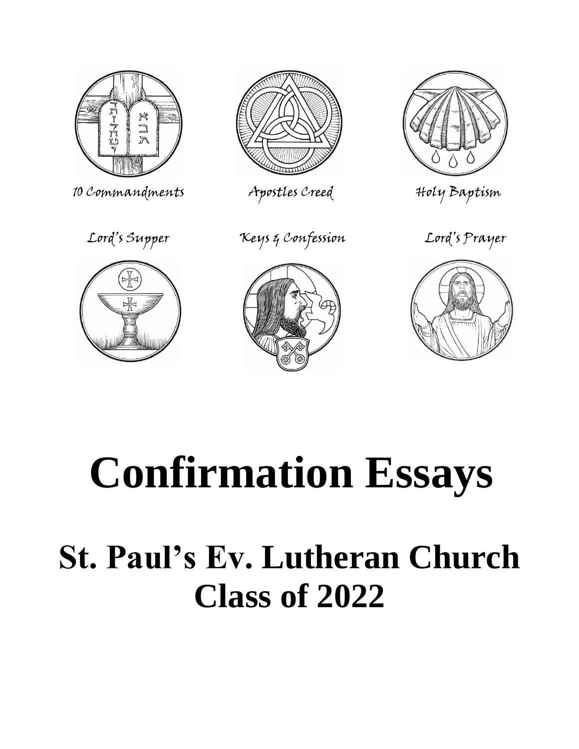10 Commandments

Apostles Creed

Holy Baptism

Lord's Supper

Keys & Confession

Lord's Prayer

# Confirmation Essays

## St. Paul's Ev. Lutheran Church
## Class of 2022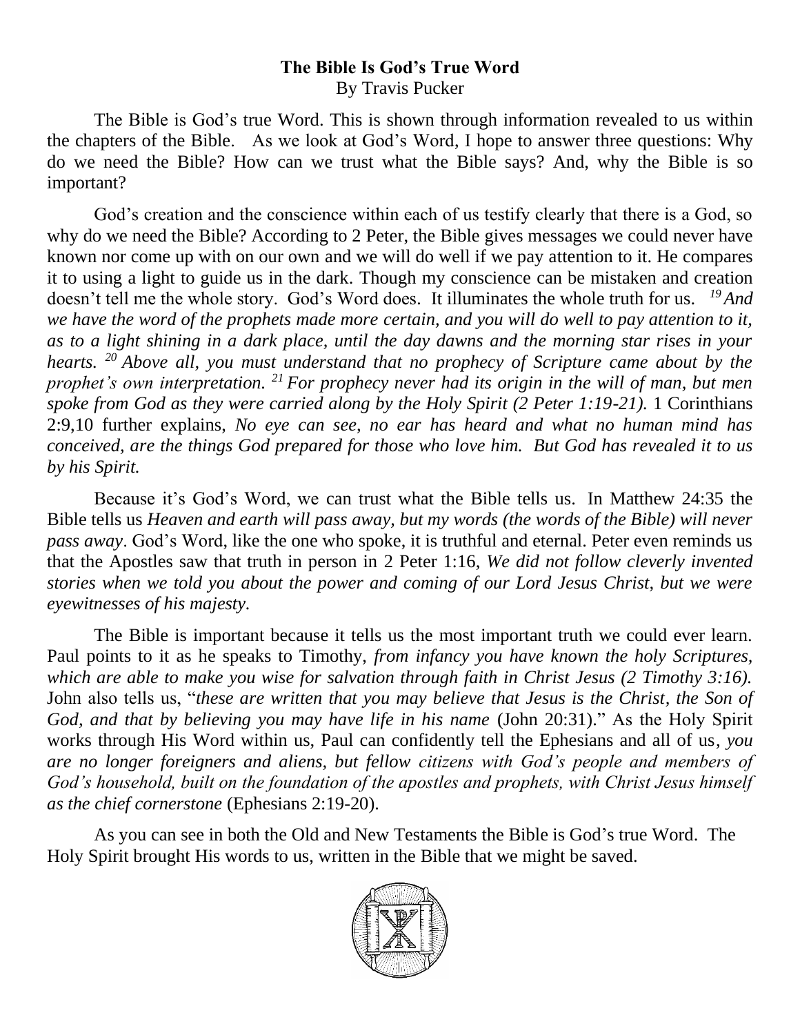**The Bible Is God's True Word**
By Travis Pucker

The Bible is God's true Word. This is shown through information revealed to us within the chapters of the Bible. As we look at God's Word, I hope to answer three questions: Why do we need the Bible? How can we trust what the Bible says? And, why the Bible is so important?

God's creation and the conscience within each of us testify clearly that there is a God, so why do we need the Bible? According to 2 Peter, the Bible gives messages we could never have known nor come up with on our own and we will do well if we pay attention to it. He compares it to using a light to guide us in the dark. Though my conscience can be mistaken and creation doesn't tell me the whole story. God's Word does. It illuminates the whole truth for us. *[19] And we have the word of the prophets made more certain, and you will do well to pay attention to it, as to a light shining in a dark place, until the day dawns and the morning star rises in your hearts. [20] Above all, you must understand that no prophecy of Scripture came about by the prophet's own interpretation. [21] For prophecy never had its origin in the will of man, but men spoke from God as they were carried along by the Holy Spirit (2 Peter 1:19-21).* 1 Corinthians 2:9,10 further explains, *No eye can see, no ear has heard and what no human mind has conceived, are the things God prepared for those who love him. But God has revealed it to us by his Spirit.*

Because it's God's Word, we can trust what the Bible tells us. In Matthew 24:35 the Bible tells us *Heaven and earth will pass away, but my words (the words of the Bible) will never pass away*. God's Word, like the one who spoke, it is truthful and eternal. Peter even reminds us that the Apostles saw that truth in person in 2 Peter 1:16, *We did not follow cleverly invented stories when we told you about the power and coming of our Lord Jesus Christ, but we were eyewitnesses of his majesty.*

The Bible is important because it tells us the most important truth we could ever learn. Paul points to it as he speaks to Timothy, *from infancy you have known the holy Scriptures, which are able to make you wise for salvation through faith in Christ Jesus (2 Timothy 3:16).* John also tells us, "*these are written that you may believe that Jesus is the Christ, the Son of God, and that by believing you may have life in his name* (John 20:31)." As the Holy Spirit works through His Word within us, Paul can confidently tell the Ephesians and all of us, *you are no longer foreigners and aliens, but fellow citizens with God's people and members of God's household, built on the foundation of the apostles and prophets, with Christ Jesus himself as the chief cornerstone* (Ephesians 2:19-20).

As you can see in both the Old and New Testaments the Bible is God's true Word. The Holy Spirit brought His words to us, written in the Bible that we might be saved.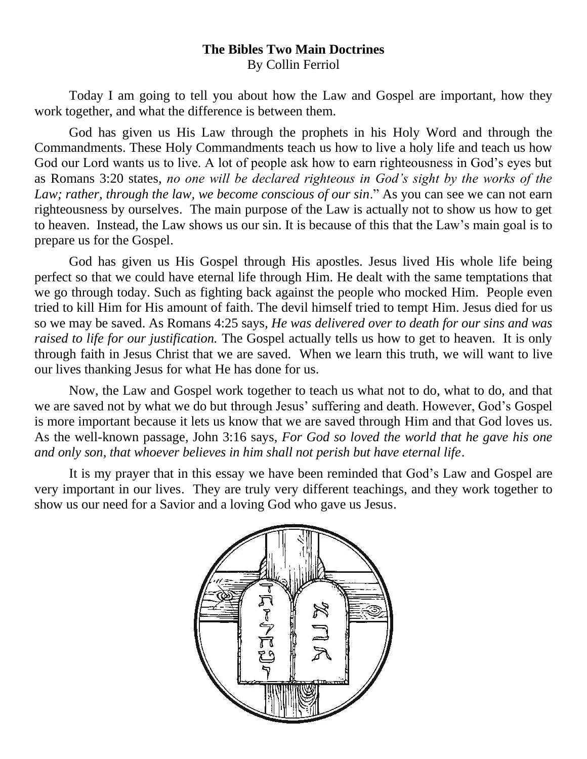**The Bibles Two Main Doctrines**

By Collin Ferriol

Today I am going to tell you about how the Law and Gospel are important, how they work together, and what the difference is between them.

God has given us His Law through the prophets in his Holy Word and through the Commandments. These Holy Commandments teach us how to live a holy life and teach us how God our Lord wants us to live. A lot of people ask how to earn righteousness in God's eyes but as Romans 3:20 states, *no one will be declared righteous in God's sight by the works of the Law; rather, through the law, we become conscious of our sin*." As you can see we can not earn righteousness by ourselves. The main purpose of the Law is actually not to show us how to get to heaven. Instead, the Law shows us our sin. It is because of this that the Law's main goal is to prepare us for the Gospel.

God has given us His Gospel through His apostles. Jesus lived His whole life being perfect so that we could have eternal life through Him. He dealt with the same temptations that we go through today. Such as fighting back against the people who mocked Him. People even tried to kill Him for His amount of faith. The devil himself tried to tempt Him. Jesus died for us so we may be saved. As Romans 4:25 says, *He was delivered over to death for our sins and was raised to life for our justification.* The Gospel actually tells us how to get to heaven. It is only through faith in Jesus Christ that we are saved. When we learn this truth, we will want to live our lives thanking Jesus for what He has done for us.

Now, the Law and Gospel work together to teach us what not to do, what to do, and that we are saved not by what we do but through Jesus' suffering and death. However, God's Gospel is more important because it lets us know that we are saved through Him and that God loves us. As the well-known passage, John 3:16 says, *For God so loved the world that he gave his one and only son, that whoever believes in him shall not perish but have eternal life*.

It is my prayer that in this essay we have been reminded that God's Law and Gospel are very important in our lives. They are truly very different teachings, and they work together to show us our need for a Savior and a loving God who gave us Jesus.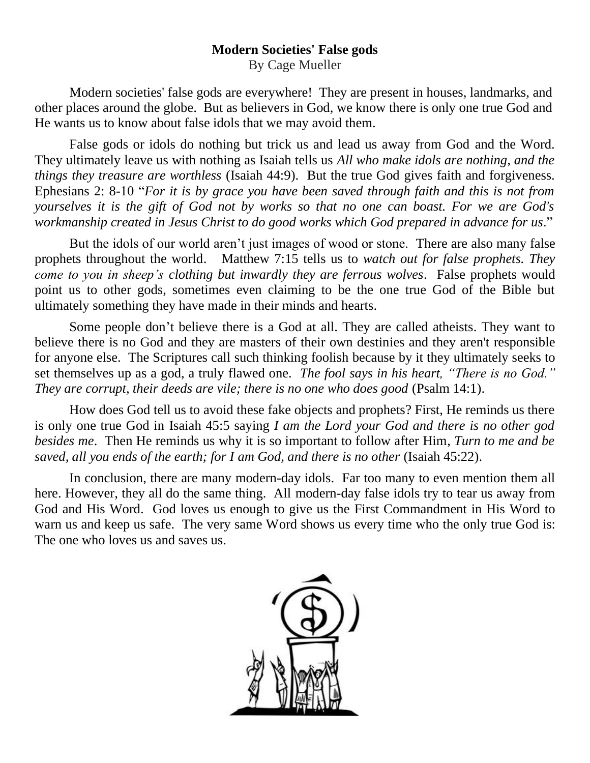**Modern Societies' False gods**

By Cage Mueller

Modern societies' false gods are everywhere! They are present in houses, landmarks, and other places around the globe. But as believers in God, we know there is only one true God and He wants us to know about false idols that we may avoid them.

False gods or idols do nothing but trick us and lead us away from God and the Word. They ultimately leave us with nothing as Isaiah tells us *All who make idols are nothing, and the things they treasure are worthless* (Isaiah 44:9). But the true God gives faith and forgiveness. Ephesians 2: 8-10 "*For it is by grace you have been saved through faith and this is not from yourselves it is the gift of God not by works so that no one can boast. For we are God's workmanship created in Jesus Christ to do good works which God prepared in advance for us*."

But the idols of our world aren't just images of wood or stone. There are also many false prophets throughout the world. Matthew 7:15 tells us to *watch out for false prophets. They come to you in sheep's clothing but inwardly they are ferrous wolves*. False prophets would point us to other gods, sometimes even claiming to be the one true God of the Bible but ultimately something they have made in their minds and hearts.

Some people don't believe there is a God at all. They are called atheists. They want to believe there is no God and they are masters of their own destinies and they aren't responsible for anyone else. The Scriptures call such thinking foolish because by it they ultimately seeks to set themselves up as a god, a truly flawed one. *The fool says in his heart, "There is no God." They are corrupt, their deeds are vile; there is no one who does good* (Psalm 14:1).

How does God tell us to avoid these fake objects and prophets? First, He reminds us there is only one true God in Isaiah 45:5 saying *I am the Lord your God and there is no other god besides me*. Then He reminds us why it is so important to follow after Him, *Turn to me and be saved, all you ends of the earth; for I am God, and there is no other* (Isaiah 45:22).

In conclusion, there are many modern-day idols. Far too many to even mention them all here. However, they all do the same thing. All modern-day false idols try to tear us away from God and His Word. God loves us enough to give us the First Commandment in His Word to warn us and keep us safe. The very same Word shows us every time who the only true God is: The one who loves us and saves us.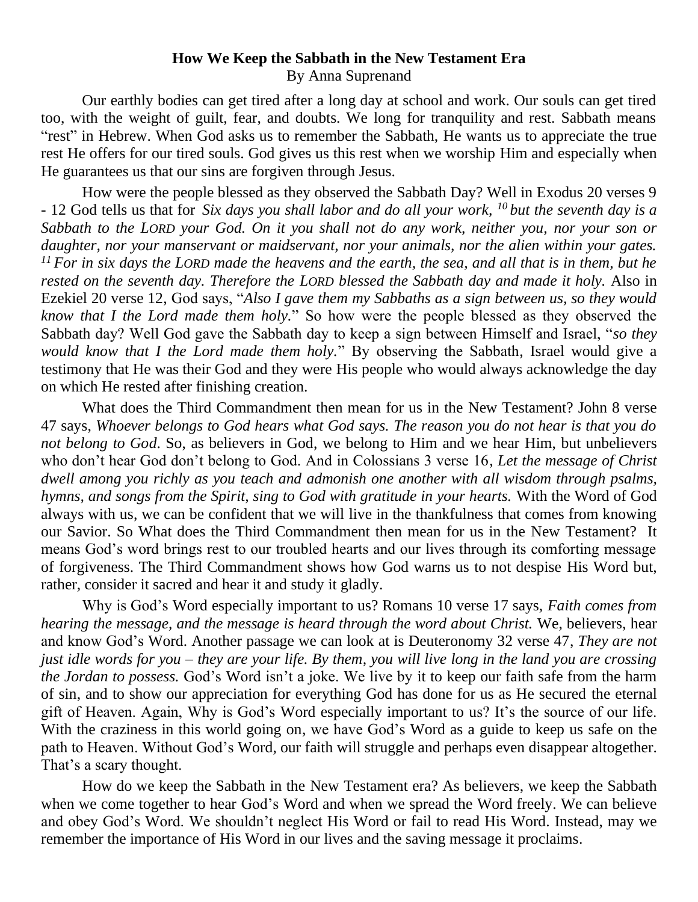**How We Keep the Sabbath in the New Testament Era**

By Anna Suprenand

Our earthly bodies can get tired after a long day at school and work. Our souls can get tired too, with the weight of guilt, fear, and doubts. We long for tranquility and rest. Sabbath means "rest" in Hebrew. When God asks us to remember the Sabbath, He wants us to appreciate the true rest He offers for our tired souls. God gives us this rest when we worship Him and especially when He guarantees us that our sins are forgiven through Jesus.

How were the people blessed as they observed the Sabbath Day? Well in Exodus 20 verses 9 - 12 God tells us that for *Six days you shall labor and do all your work, [10] but the seventh day is a Sabbath to the LORD your God. On it you shall not do any work, neither you, nor your son or daughter, nor your manservant or maidservant, nor your animals, nor the alien within your gates. [11] For in six days the LORD made the heavens and the earth, the sea, and all that is in them, but he rested on the seventh day. Therefore the LORD blessed the Sabbath day and made it holy.* Also in Ezekiel 20 verse 12, God says, "*Also I gave them my Sabbaths as a sign between us, so they would know that I the Lord made them holy.*" So how were the people blessed as they observed the Sabbath day? Well God gave the Sabbath day to keep a sign between Himself and Israel, "*so they would know that I the Lord made them holy.*" By observing the Sabbath, Israel would give a testimony that He was their God and they were His people who would always acknowledge the day on which He rested after finishing creation.

What does the Third Commandment then mean for us in the New Testament? John 8 verse 47 says, *Whoever belongs to God hears what God says. The reason you do not hear is that you do not belong to God*. So, as believers in God, we belong to Him and we hear Him, but unbelievers who don't hear God don't belong to God. And in Colossians 3 verse 16, *Let the message of Christ dwell among you richly as you teach and admonish one another with all wisdom through psalms, hymns, and songs from the Spirit, sing to God with gratitude in your hearts.* With the Word of God always with us, we can be confident that we will live in the thankfulness that comes from knowing our Savior. So What does the Third Commandment then mean for us in the New Testament? It means God's word brings rest to our troubled hearts and our lives through its comforting message of forgiveness. The Third Commandment shows how God warns us to not despise His Word but, rather, consider it sacred and hear it and study it gladly.

Why is God's Word especially important to us? Romans 10 verse 17 says, *Faith comes from hearing the message, and the message is heard through the word about Christ.* We, believers, hear and know God's Word. Another passage we can look at is Deuteronomy 32 verse 47, *They are not just idle words for you – they are your life. By them, you will live long in the land you are crossing the Jordan to possess.* God's Word isn't a joke. We live by it to keep our faith safe from the harm of sin, and to show our appreciation for everything God has done for us as He secured the eternal gift of Heaven. Again, Why is God's Word especially important to us? It's the source of our life. With the craziness in this world going on, we have God's Word as a guide to keep us safe on the path to Heaven. Without God's Word, our faith will struggle and perhaps even disappear altogether. That's a scary thought.

How do we keep the Sabbath in the New Testament era? As believers, we keep the Sabbath when we come together to hear God's Word and when we spread the Word freely. We can believe and obey God's Word. We shouldn't neglect His Word or fail to read His Word. Instead, may we remember the importance of His Word in our lives and the saving message it proclaims.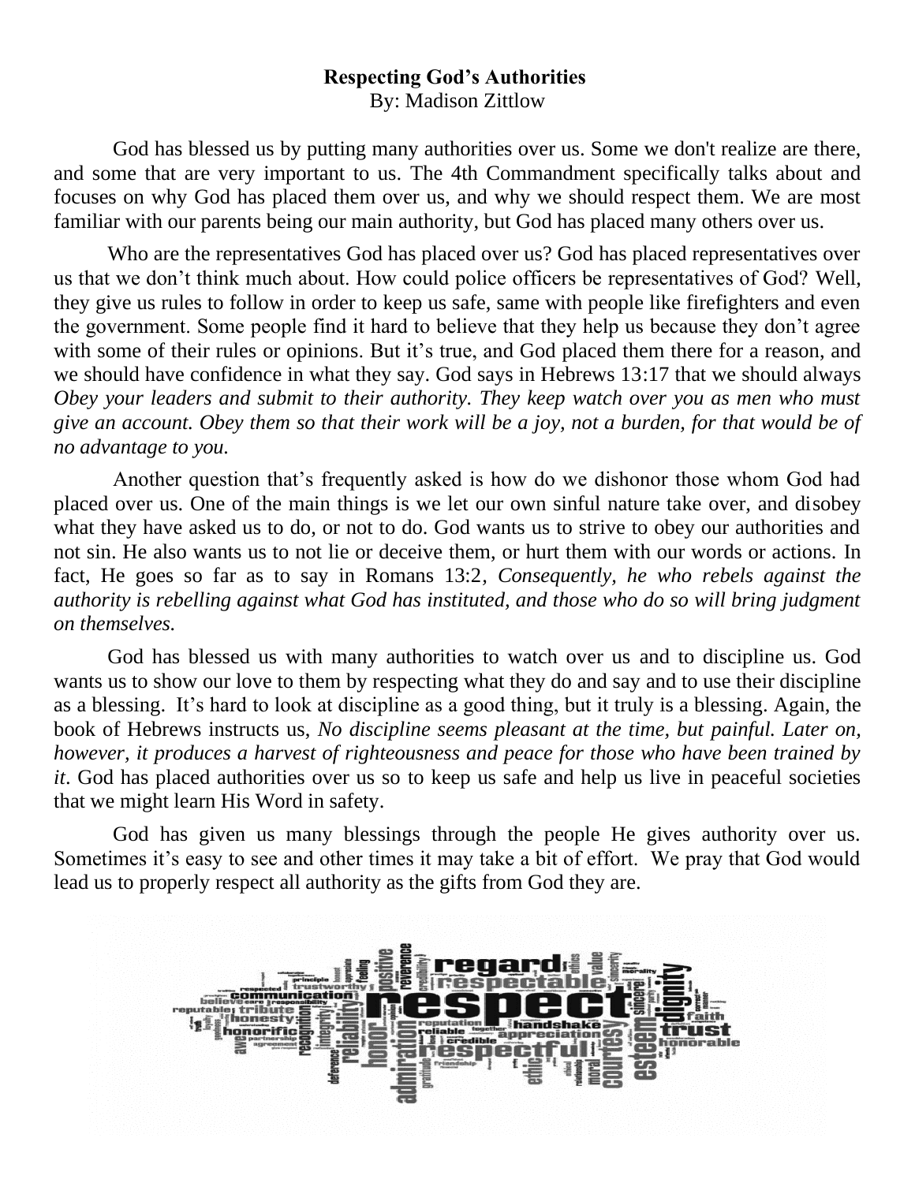# Respecting God's Authorities

By: Madison Zittlow

God has blessed us by putting many authorities over us. Some we don't realize are there, and some that are very important to us. The 4th Commandment specifically talks about and focuses on why God has placed them over us, and why we should respect them. We are most familiar with our parents being our main authority, but God has placed many others over us.

Who are the representatives God has placed over us? God has placed representatives over us that we don't think much about. How could police officers be representatives of God? Well, they give us rules to follow in order to keep us safe, same with people like firefighters and even the government. Some people find it hard to believe that they help us because they don't agree with some of their rules or opinions. But it's true, and God placed them there for a reason, and we should have confidence in what they say. God says in Hebrews 13:17 that we should always *Obey your leaders and submit to their authority. They keep watch over you as men who must give an account. Obey them so that their work will be a joy, not a burden, for that would be of no advantage to you.*

Another question that's frequently asked is how do we dishonor those whom God had placed over us. One of the main things is we let our own sinful nature take over, and disobey what they have asked us to do, or not to do. God wants us to strive to obey our authorities and not sin. He also wants us to not lie or deceive them, or hurt them with our words or actions. In fact, He goes so far as to say in Romans 13:2, *Consequently, he who rebels against the authority is rebelling against what God has instituted, and those who do so will bring judgment on themselves.*

God has blessed us with many authorities to watch over us and to discipline us. God wants us to show our love to them by respecting what they do and say and to use their discipline as a blessing. It's hard to look at discipline as a good thing, but it truly is a blessing. Again, the book of Hebrews instructs us, *No discipline seems pleasant at the time, but painful. Later on, however, it produces a harvest of righteousness and peace for those who have been trained by it*. God has placed authorities over us so to keep us safe and help us live in peaceful societies that we might learn His Word in safety.

God has given us many blessings through the people He gives authority over us. Sometimes it's easy to see and other times it may take a bit of effort. We pray that God would lead us to properly respect all authority as the gifts from God they are.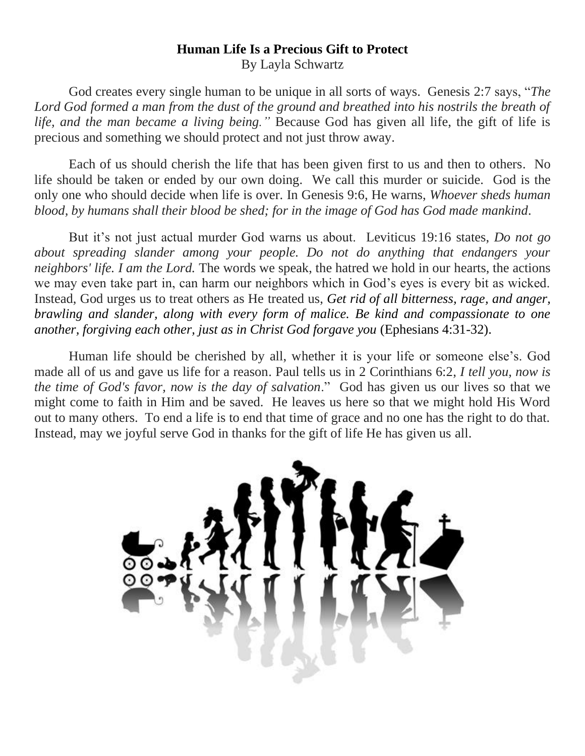**Human Life Is a Precious Gift to Protect**

By Layla Schwartz

God creates every single human to be unique in all sorts of ways. Genesis 2:7 says, "*The Lord God formed a man from the dust of the ground and breathed into his nostrils the breath of life, and the man became a living being."* Because God has given all life, the gift of life is precious and something we should protect and not just throw away.

Each of us should cherish the life that has been given first to us and then to others. No life should be taken or ended by our own doing. We call this murder or suicide. God is the only one who should decide when life is over. In Genesis 9:6, He warns, *Whoever sheds human blood, by humans shall their blood be shed; for in the image of God has God made mankind*.

But it's not just actual murder God warns us about. Leviticus 19:16 states, *Do not go about spreading slander among your people. Do not do anything that endangers your neighbors' life. I am the Lord.* The words we speak, the hatred we hold in our hearts, the actions we may even take part in, can harm our neighbors which in God's eyes is every bit as wicked. Instead, God urges us to treat others as He treated us, ***Get rid of all bitterness, rage, and anger, brawling and slander, along with every form of malice. Be kind and compassionate to one another, forgiving each other, just as in Christ God forgave you*** (Ephesians 4:31-32).

Human life should be cherished by all, whether it is your life or someone else's. God made all of us and gave us life for a reason. Paul tells us in 2 Corinthians 6:2, *I tell you, now is the time of God's favor, now is the day of salvation*." God has given us our lives so that we might come to faith in Him and be saved. He leaves us here so that we might hold His Word out to many others. To end a life is to end that time of grace and no one has the right to do that. Instead, may we joyful serve God in thanks for the gift of life He has given us all.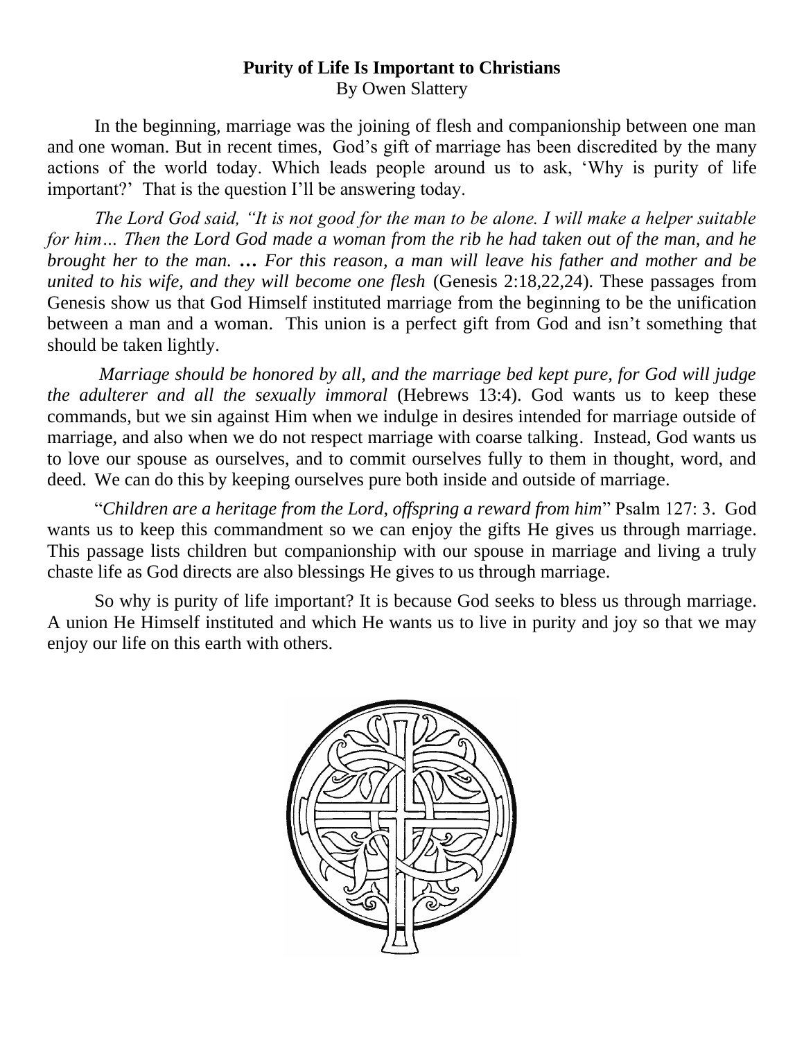**Purity of Life Is Important to Christians**

By Owen Slattery

In the beginning, marriage was the joining of flesh and companionship between one man and one woman. But in recent times, God's gift of marriage has been discredited by the many actions of the world today. Which leads people around us to ask, 'Why is purity of life important?' That is the question I'll be answering today.

*The Lord God said, "It is not good for the man to be alone. I will make a helper suitable for him… Then the Lord God made a woman from the rib he had taken out of the man, and he brought her to the man. … For this reason, a man will leave his father and mother and be united to his wife, and they will become one flesh* (Genesis 2:18,22,24). These passages from Genesis show us that God Himself instituted marriage from the beginning to be the unification between a man and a woman. This union is a perfect gift from God and isn't something that should be taken lightly.

*Marriage should be honored by all, and the marriage bed kept pure, for God will judge the adulterer and all the sexually immoral* (Hebrews 13:4). God wants us to keep these commands, but we sin against Him when we indulge in desires intended for marriage outside of marriage, and also when we do not respect marriage with coarse talking. Instead, God wants us to love our spouse as ourselves, and to commit ourselves fully to them in thought, word, and deed. We can do this by keeping ourselves pure both inside and outside of marriage.

"*Children are a heritage from the Lord, offspring a reward from him*" Psalm 127: 3. God wants us to keep this commandment so we can enjoy the gifts He gives us through marriage. This passage lists children but companionship with our spouse in marriage and living a truly chaste life as God directs are also blessings He gives to us through marriage.

So why is purity of life important? It is because God seeks to bless us through marriage. A union He Himself instituted and which He wants us to live in purity and joy so that we may enjoy our life on this earth with others.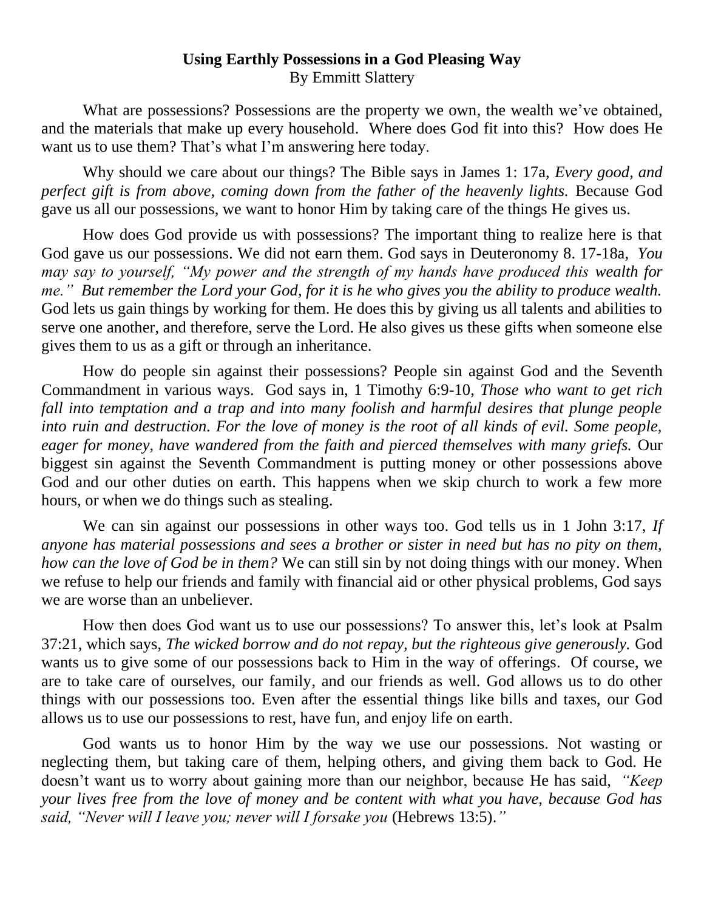**Using Earthly Possessions in a God Pleasing Way**

By Emmitt Slattery

What are possessions? Possessions are the property we own, the wealth we've obtained, and the materials that make up every household. Where does God fit into this? How does He want us to use them? That's what I'm answering here today.

Why should we care about our things? The Bible says in James 1: 17a, *Every good, and perfect gift is from above, coming down from the father of the heavenly lights.* Because God gave us all our possessions, we want to honor Him by taking care of the things He gives us.

How does God provide us with possessions? The important thing to realize here is that God gave us our possessions. We did not earn them. God says in Deuteronomy 8. 17-18a, *You may say to yourself, "My power and the strength of my hands have produced this wealth for me." But remember the Lord your God, for it is he who gives you the ability to produce wealth.* God lets us gain things by working for them. He does this by giving us all talents and abilities to serve one another, and therefore, serve the Lord. He also gives us these gifts when someone else gives them to us as a gift or through an inheritance.

How do people sin against their possessions? People sin against God and the Seventh Commandment in various ways. God says in, 1 Timothy 6:9-10, *Those who want to get rich fall into temptation and a trap and into many foolish and harmful desires that plunge people into ruin and destruction. For the love of money is the root of all kinds of evil. Some people, eager for money, have wandered from the faith and pierced themselves with many griefs.* Our biggest sin against the Seventh Commandment is putting money or other possessions above God and our other duties on earth. This happens when we skip church to work a few more hours, or when we do things such as stealing.

We can sin against our possessions in other ways too. God tells us in 1 John 3:17, *If anyone has material possessions and sees a brother or sister in need but has no pity on them, how can the love of God be in them?* We can still sin by not doing things with our money. When we refuse to help our friends and family with financial aid or other physical problems, God says we are worse than an unbeliever.

How then does God want us to use our possessions? To answer this, let's look at Psalm 37:21, which says, *The wicked borrow and do not repay, but the righteous give generously.* God wants us to give some of our possessions back to Him in the way of offerings. Of course, we are to take care of ourselves, our family, and our friends as well. God allows us to do other things with our possessions too. Even after the essential things like bills and taxes, our God allows us to use our possessions to rest, have fun, and enjoy life on earth.

God wants us to honor Him by the way we use our possessions. Not wasting or neglecting them, but taking care of them, helping others, and giving them back to God. He doesn't want us to worry about gaining more than our neighbor, because He has said, *"Keep your lives free from the love of money and be content with what you have, because God has said, "Never will I leave you; never will I forsake you* (Hebrews 13:5).*"*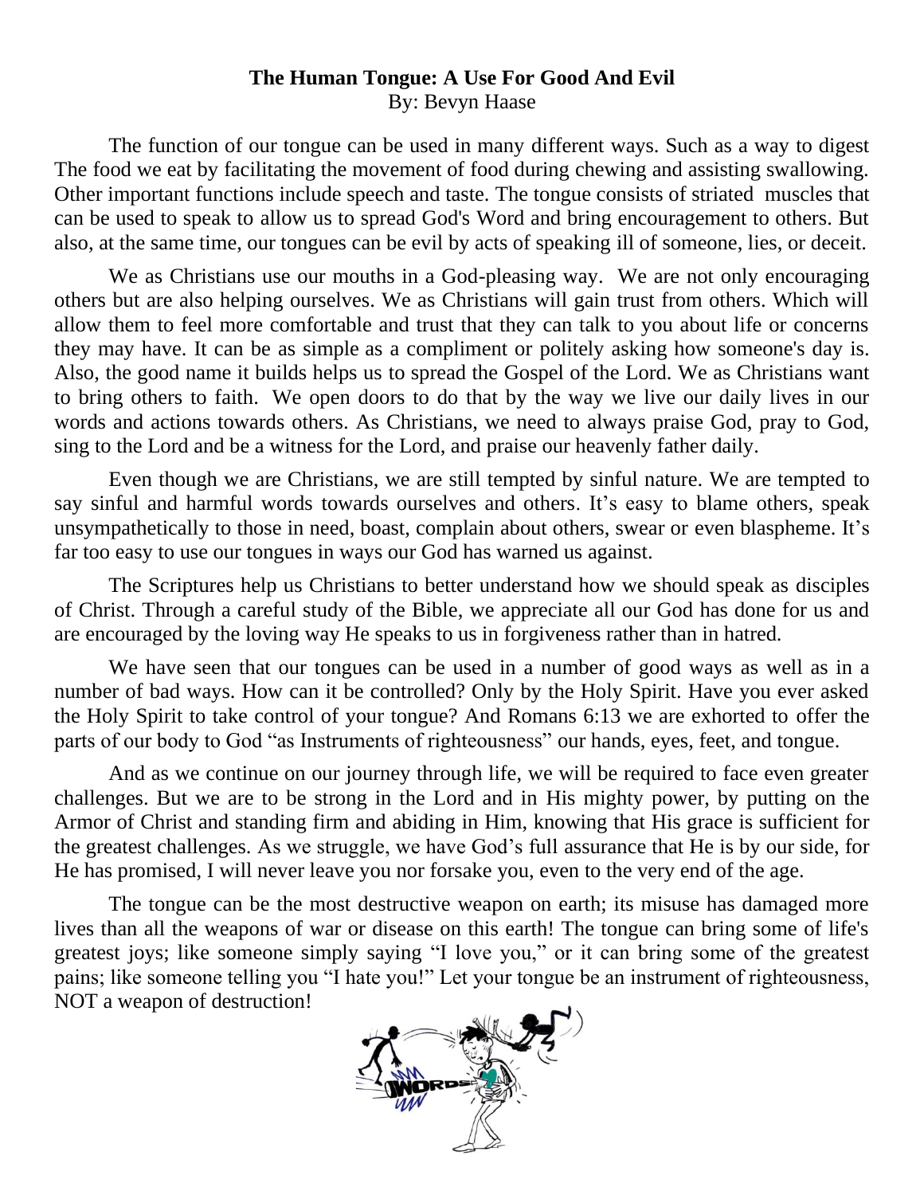**The Human Tongue: A Use For Good And Evil**
By: Bevyn Haase

The function of our tongue can be used in many different ways. Such as a way to digest The food we eat by facilitating the movement of food during chewing and assisting swallowing. Other important functions include speech and taste. The tongue consists of striated muscles that can be used to speak to allow us to spread God's Word and bring encouragement to others. But also, at the same time, our tongues can be evil by acts of speaking ill of someone, lies, or deceit.

We as Christians use our mouths in a God-pleasing way. We are not only encouraging others but are also helping ourselves. We as Christians will gain trust from others. Which will allow them to feel more comfortable and trust that they can talk to you about life or concerns they may have. It can be as simple as a compliment or politely asking how someone's day is. Also, the good name it builds helps us to spread the Gospel of the Lord. We as Christians want to bring others to faith. We open doors to do that by the way we live our daily lives in our words and actions towards others. As Christians, we need to always praise God, pray to God, sing to the Lord and be a witness for the Lord, and praise our heavenly father daily.

Even though we are Christians, we are still tempted by sinful nature. We are tempted to say sinful and harmful words towards ourselves and others. It's easy to blame others, speak unsympathetically to those in need, boast, complain about others, swear or even blaspheme. It's far too easy to use our tongues in ways our God has warned us against.

The Scriptures help us Christians to better understand how we should speak as disciples of Christ. Through a careful study of the Bible, we appreciate all our God has done for us and are encouraged by the loving way He speaks to us in forgiveness rather than in hatred.

We have seen that our tongues can be used in a number of good ways as well as in a number of bad ways. How can it be controlled? Only by the Holy Spirit. Have you ever asked the Holy Spirit to take control of your tongue? And Romans 6:13 we are exhorted to offer the parts of our body to God "as Instruments of righteousness" our hands, eyes, feet, and tongue.

And as we continue on our journey through life, we will be required to face even greater challenges. But we are to be strong in the Lord and in His mighty power, by putting on the Armor of Christ and standing firm and abiding in Him, knowing that His grace is sufficient for the greatest challenges. As we struggle, we have God's full assurance that He is by our side, for He has promised, I will never leave you nor forsake you, even to the very end of the age.

The tongue can be the most destructive weapon on earth; its misuse has damaged more lives than all the weapons of war or disease on this earth! The tongue can bring some of life's greatest joys; like someone simply saying "I love you," or it can bring some of the greatest pains; like someone telling you "I hate you!" Let your tongue be an instrument of righteousness, NOT a weapon of destruction!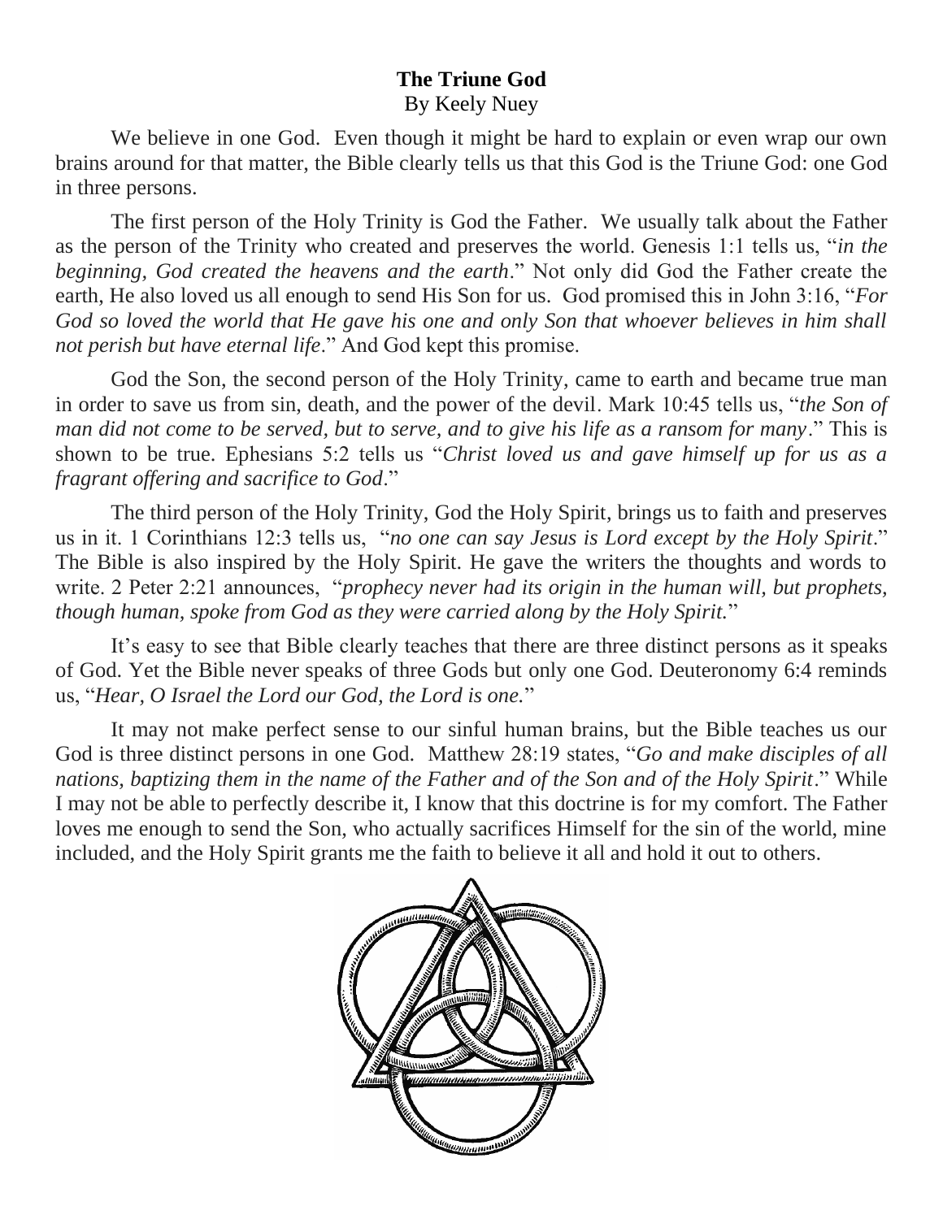# The Triune God

By Keely Nuey

We believe in one God. Even though it might be hard to explain or even wrap our own brains around for that matter, the Bible clearly tells us that this God is the Triune God: one God in three persons.

The first person of the Holy Trinity is God the Father. We usually talk about the Father as the person of the Trinity who created and preserves the world. Genesis 1:1 tells us, "*in the beginning, God created the heavens and the earth*." Not only did God the Father create the earth, He also loved us all enough to send His Son for us. God promised this in John 3:16, "*For God so loved the world that He gave his one and only Son that whoever believes in him shall not perish but have eternal life*." And God kept this promise.

God the Son, the second person of the Holy Trinity, came to earth and became true man in order to save us from sin, death, and the power of the devil. Mark 10:45 tells us, "*the Son of man did not come to be served, but to serve, and to give his life as a ransom for many*." This is shown to be true. Ephesians 5:2 tells us "*Christ loved us and gave himself up for us as a fragrant offering and sacrifice to God*."

The third person of the Holy Trinity, God the Holy Spirit, brings us to faith and preserves us in it. 1 Corinthians 12:3 tells us, "*no one can say Jesus is Lord except by the Holy Spirit*." The Bible is also inspired by the Holy Spirit. He gave the writers the thoughts and words to write. 2 Peter 2:21 announces, "*prophecy never had its origin in the human will, but prophets, though human, spoke from God as they were carried along by the Holy Spirit.*"

It's easy to see that Bible clearly teaches that there are three distinct persons as it speaks of God. Yet the Bible never speaks of three Gods but only one God. Deuteronomy 6:4 reminds us, "*Hear, O Israel the Lord our God, the Lord is one.*"

It may not make perfect sense to our sinful human brains, but the Bible teaches us our God is three distinct persons in one God. Matthew 28:19 states, "*Go and make disciples of all nations, baptizing them in the name of the Father and of the Son and of the Holy Spirit*." While I may not be able to perfectly describe it, I know that this doctrine is for my comfort. The Father loves me enough to send the Son, who actually sacrifices Himself for the sin of the world, mine included, and the Holy Spirit grants me the faith to believe it all and hold it out to others.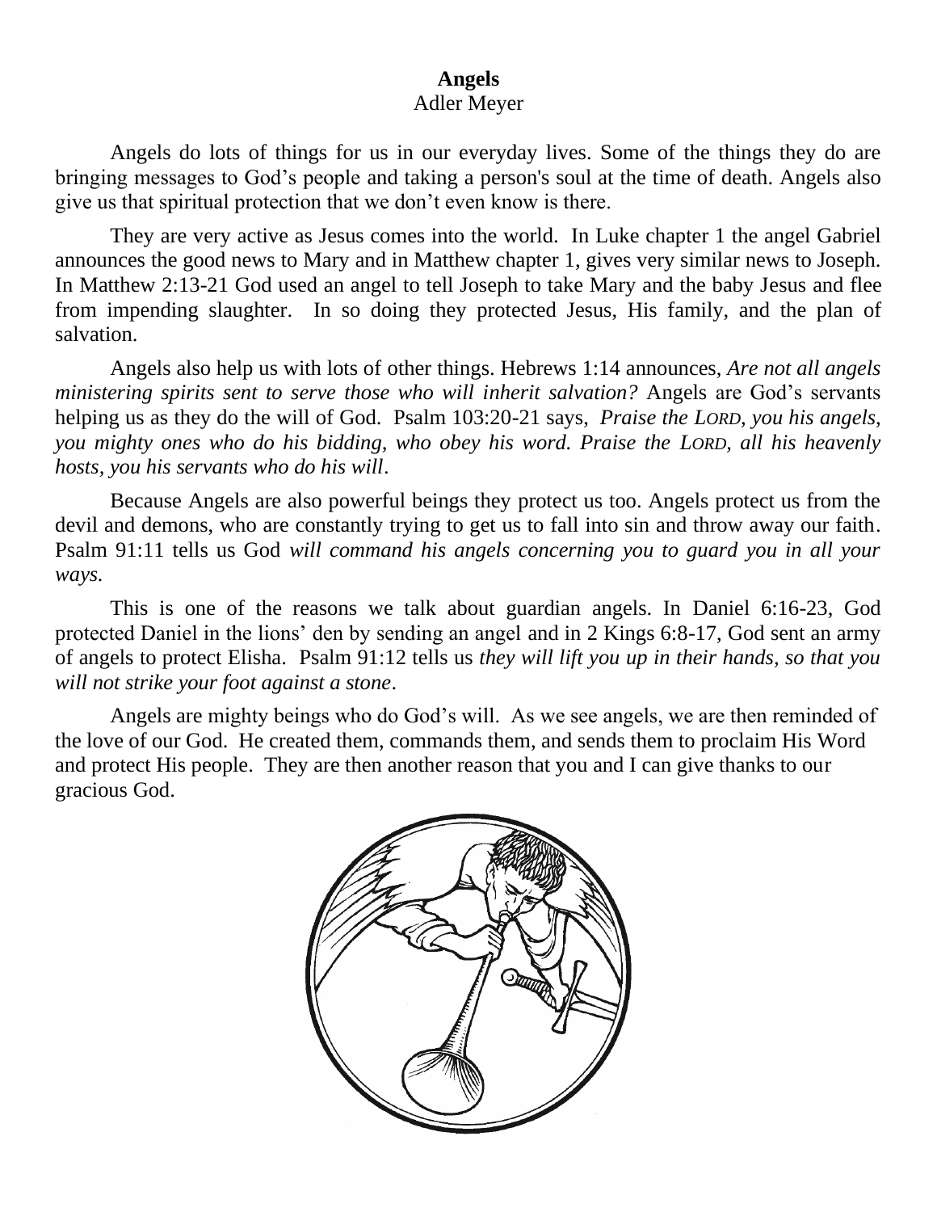# Angels

Adler Meyer

Angels do lots of things for us in our everyday lives. Some of the things they do are bringing messages to God's people and taking a person's soul at the time of death. Angels also give us that spiritual protection that we don't even know is there.

They are very active as Jesus comes into the world. In Luke chapter 1 the angel Gabriel announces the good news to Mary and in Matthew chapter 1, gives very similar news to Joseph. In Matthew 2:13-21 God used an angel to tell Joseph to take Mary and the baby Jesus and flee from impending slaughter. In so doing they protected Jesus, His family, and the plan of salvation.

Angels also help us with lots of other things. Hebrews 1:14 announces, *Are not all angels ministering spirits sent to serve those who will inherit salvation?* Angels are God's servants helping us as they do the will of God. Psalm 103:20-21 says, *Praise the LORD, you his angels, you mighty ones who do his bidding, who obey his word. Praise the LORD, all his heavenly hosts, you his servants who do his will*.

Because Angels are also powerful beings they protect us too. Angels protect us from the devil and demons, who are constantly trying to get us to fall into sin and throw away our faith. Psalm 91:11 tells us God *will command his angels concerning you to guard you in all your ways.*

This is one of the reasons we talk about guardian angels. In Daniel 6:16-23, God protected Daniel in the lions' den by sending an angel and in 2 Kings 6:8-17, God sent an army of angels to protect Elisha. Psalm 91:12 tells us *they will lift you up in their hands, so that you will not strike your foot against a stone*.

Angels are mighty beings who do God's will. As we see angels, we are then reminded of the love of our God. He created them, commands them, and sends them to proclaim His Word and protect His people. They are then another reason that you and I can give thanks to our gracious God.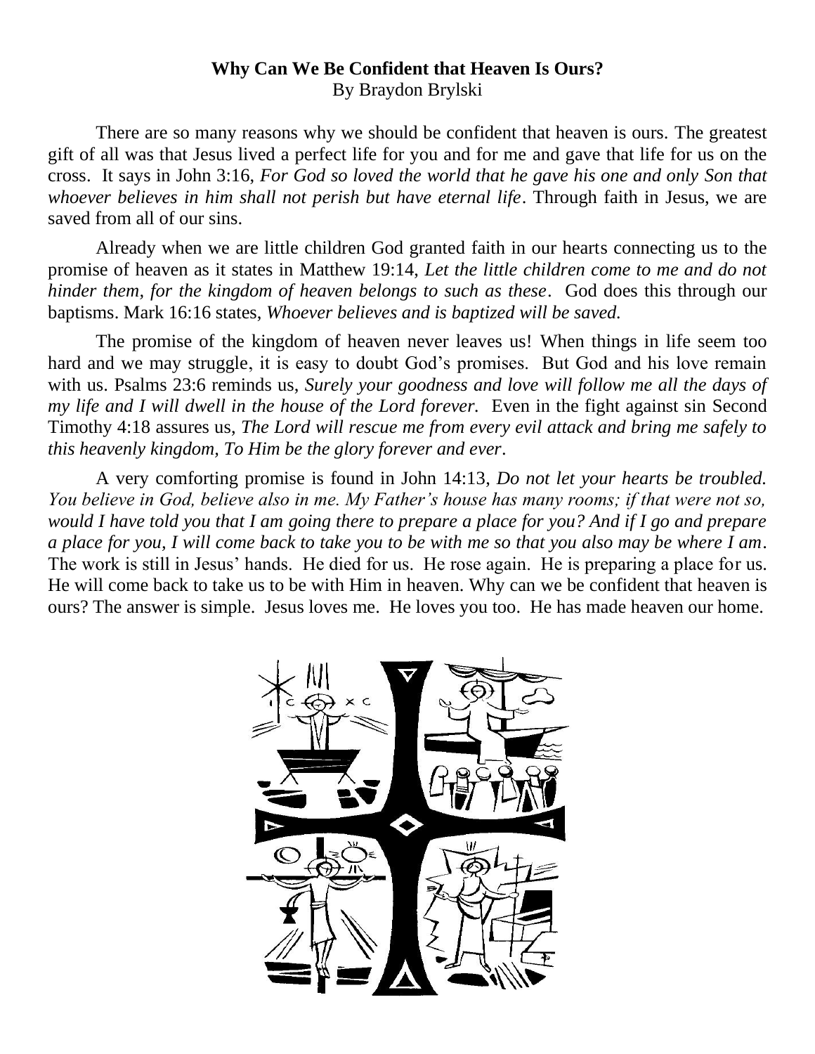**Why Can We Be Confident that Heaven Is Ours?**

By Braydon Brylski

There are so many reasons why we should be confident that heaven is ours. The greatest gift of all was that Jesus lived a perfect life for you and for me and gave that life for us on the cross. It says in John 3:16, *For God so loved the world that he gave his one and only Son that whoever believes in him shall not perish but have eternal life*. Through faith in Jesus, we are saved from all of our sins.

Already when we are little children God granted faith in our hearts connecting us to the promise of heaven as it states in Matthew 19:14, *Let the little children come to me and do not hinder them, for the kingdom of heaven belongs to such as these*. God does this through our baptisms. Mark 16:16 states, *Whoever believes and is baptized will be saved.*

The promise of the kingdom of heaven never leaves us! When things in life seem too hard and we may struggle, it is easy to doubt God's promises. But God and his love remain with us. Psalms 23:6 reminds us, *Surely your goodness and love will follow me all the days of my life and I will dwell in the house of the Lord forever.* Even in the fight against sin Second Timothy 4:18 assures us, *The Lord will rescue me from every evil attack and bring me safely to this heavenly kingdom, To Him be the glory forever and ever*.

A very comforting promise is found in John 14:13, *Do not let your hearts be troubled. You believe in God, believe also in me. My Father's house has many rooms; if that were not so, would I have told you that I am going there to prepare a place for you? And if I go and prepare a place for you, I will come back to take you to be with me so that you also may be where I am*. The work is still in Jesus' hands. He died for us. He rose again. He is preparing a place for us. He will come back to take us to be with Him in heaven. Why can we be confident that heaven is ours? The answer is simple. Jesus loves me. He loves you too. He has made heaven our home.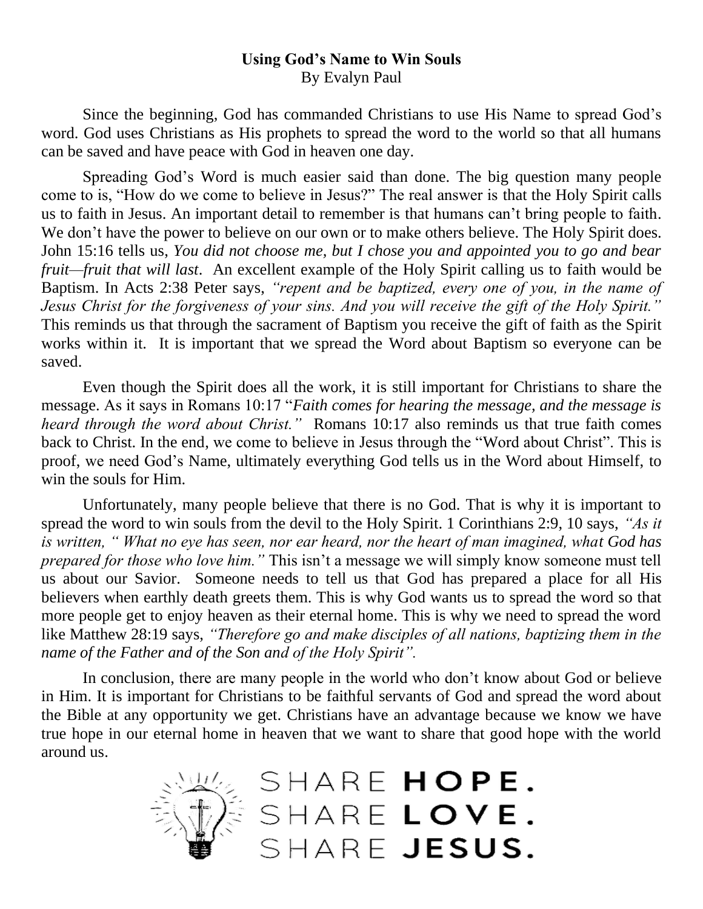**Using God's Name to Win Souls**
By Evalyn Paul

Since the beginning, God has commanded Christians to use His Name to spread God's word. God uses Christians as His prophets to spread the word to the world so that all humans can be saved and have peace with God in heaven one day.

Spreading God's Word is much easier said than done. The big question many people come to is, "How do we come to believe in Jesus?" The real answer is that the Holy Spirit calls us to faith in Jesus. An important detail to remember is that humans can't bring people to faith. We don't have the power to believe on our own or to make others believe. The Holy Spirit does. John 15:16 tells us, *You did not choose me, but I chose you and appointed you to go and bear fruit—fruit that will last*. An excellent example of the Holy Spirit calling us to faith would be Baptism. In Acts 2:38 Peter says, *"repent and be baptized, every one of you, in the name of Jesus Christ for the forgiveness of your sins. And you will receive the gift of the Holy Spirit."* This reminds us that through the sacrament of Baptism you receive the gift of faith as the Spirit works within it. It is important that we spread the Word about Baptism so everyone can be saved.

Even though the Spirit does all the work, it is still important for Christians to share the message. As it says in Romans 10:17 "*Faith comes for hearing the message, and the message is heard through the word about Christ."* Romans 10:17 also reminds us that true faith comes back to Christ. In the end, we come to believe in Jesus through the "Word about Christ". This is proof, we need God's Name, ultimately everything God tells us in the Word about Himself, to win the souls for Him.

Unfortunately, many people believe that there is no God. That is why it is important to spread the word to win souls from the devil to the Holy Spirit. 1 Corinthians 2:9, 10 says, *"As it is written, " What no eye has seen, nor ear heard, nor the heart of man imagined, what God has prepared for those who love him."* This isn't a message we will simply know someone must tell us about our Savior. Someone needs to tell us that God has prepared a place for all His believers when earthly death greets them. This is why God wants us to spread the word so that more people get to enjoy heaven as their eternal home. This is why we need to spread the word like Matthew 28:19 says, *"Therefore go and make disciples of all nations, baptizing them in the name of the Father and of the Son and of the Holy Spirit".*

In conclusion, there are many people in the world who don't know about God or believe in Him. It is important for Christians to be faithful servants of God and spread the word about the Bible at any opportunity we get. Christians have an advantage because we know we have true hope in our eternal home in heaven that we want to share that good hope with the world around us.

SHARE **HOPE.**
SHARE **LOVE.**
SHARE **JESUS.**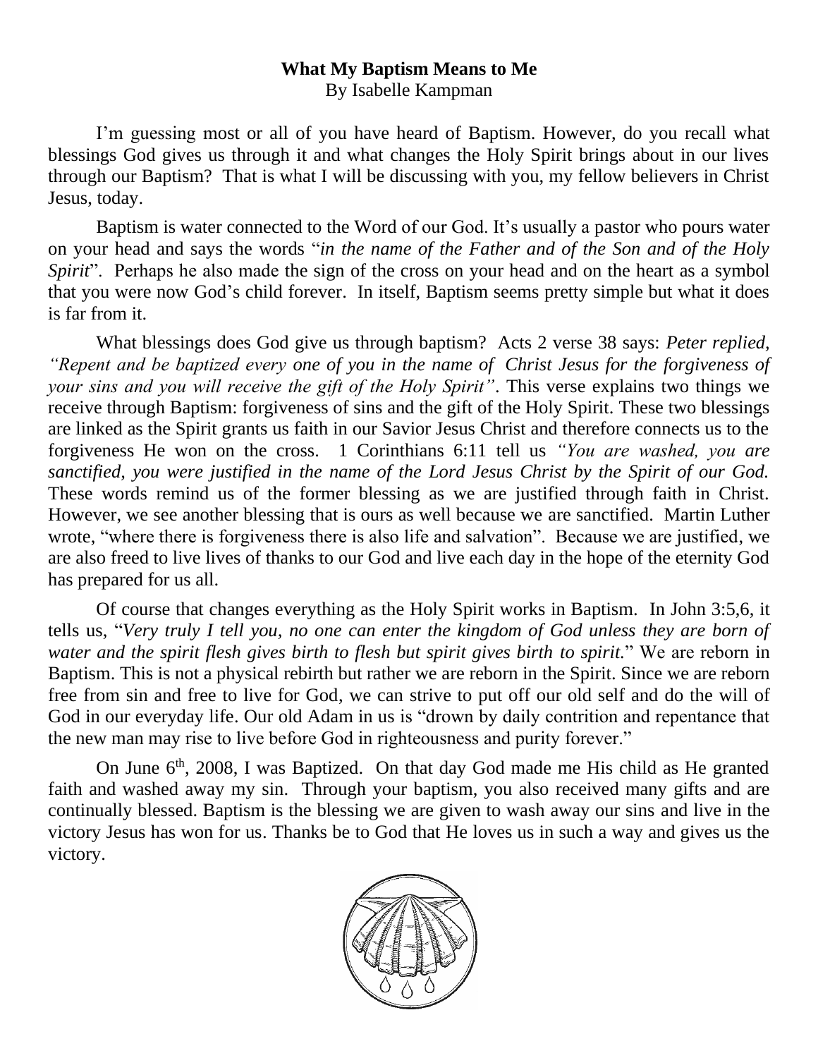**What My Baptism Means to Me**
By Isabelle Kampman

I'm guessing most or all of you have heard of Baptism. However, do you recall what blessings God gives us through it and what changes the Holy Spirit brings about in our lives through our Baptism? That is what I will be discussing with you, my fellow believers in Christ Jesus, today.

Baptism is water connected to the Word of our God. It's usually a pastor who pours water on your head and says the words "*in the name of the Father and of the Son and of the Holy Spirit*". Perhaps he also made the sign of the cross on your head and on the heart as a symbol that you were now God's child forever. In itself, Baptism seems pretty simple but what it does is far from it.

What blessings does God give us through baptism? Acts 2 verse 38 says: *Peter replied, "Repent and be baptized every one of you in the name of Christ Jesus for the forgiveness of your sins and you will receive the gift of the Holy Spirit"*. This verse explains two things we receive through Baptism: forgiveness of sins and the gift of the Holy Spirit. These two blessings are linked as the Spirit grants us faith in our Savior Jesus Christ and therefore connects us to the forgiveness He won on the cross. 1 Corinthians 6:11 tell us *"You are washed, you are sanctified, you were justified in the name of the Lord Jesus Christ by the Spirit of our God.* These words remind us of the former blessing as we are justified through faith in Christ. However, we see another blessing that is ours as well because we are sanctified. Martin Luther wrote, "where there is forgiveness there is also life and salvation". Because we are justified, we are also freed to live lives of thanks to our God and live each day in the hope of the eternity God has prepared for us all.

Of course that changes everything as the Holy Spirit works in Baptism. In John 3:5,6, it tells us, "*Very truly I tell you, no one can enter the kingdom of God unless they are born of water and the spirit flesh gives birth to flesh but spirit gives birth to spirit.*" We are reborn in Baptism. This is not a physical rebirth but rather we are reborn in the Spirit. Since we are reborn free from sin and free to live for God, we can strive to put off our old self and do the will of God in our everyday life. Our old Adam in us is "drown by daily contrition and repentance that the new man may rise to live before God in righteousness and purity forever."

On June 6th, 2008, I was Baptized. On that day God made me His child as He granted faith and washed away my sin. Through your baptism, you also received many gifts and are continually blessed. Baptism is the blessing we are given to wash away our sins and live in the victory Jesus has won for us. Thanks be to God that He loves us in such a way and gives us the victory.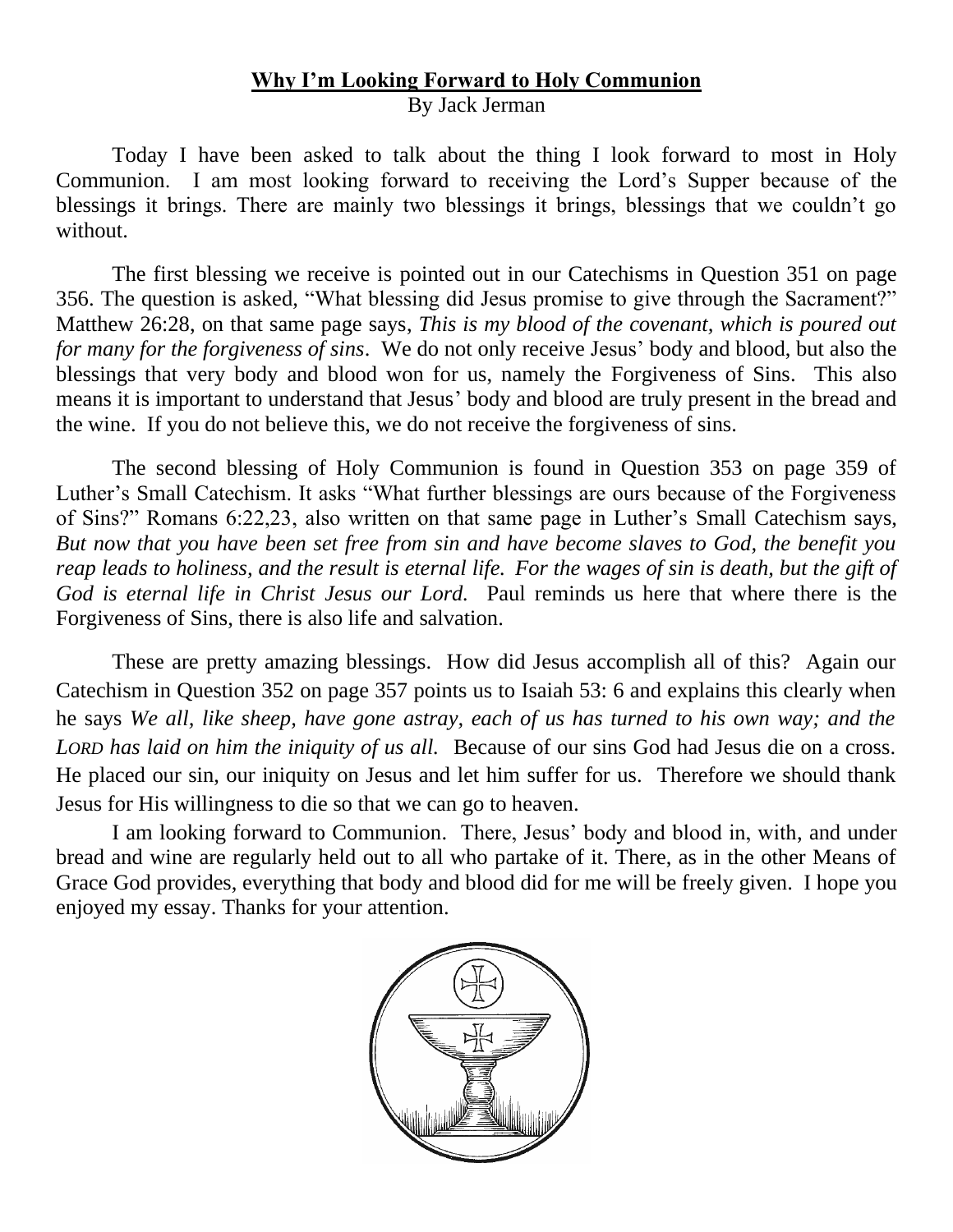**Why I'm Looking Forward to Holy Communion**

By Jack Jerman

Today I have been asked to talk about the thing I look forward to most in Holy Communion. I am most looking forward to receiving the Lord's Supper because of the blessings it brings. There are mainly two blessings it brings, blessings that we couldn't go without.

The first blessing we receive is pointed out in our Catechisms in Question 351 on page 356. The question is asked, "What blessing did Jesus promise to give through the Sacrament?" Matthew 26:28, on that same page says, *This is my blood of the covenant, which is poured out for many for the forgiveness of sins*. We do not only receive Jesus' body and blood, but also the blessings that very body and blood won for us, namely the Forgiveness of Sins. This also means it is important to understand that Jesus' body and blood are truly present in the bread and the wine. If you do not believe this, we do not receive the forgiveness of sins.

The second blessing of Holy Communion is found in Question 353 on page 359 of Luther's Small Catechism. It asks "What further blessings are ours because of the Forgiveness of Sins?" Romans 6:22,23, also written on that same page in Luther's Small Catechism says, *But now that you have been set free from sin and have become slaves to God, the benefit you reap leads to holiness, and the result is eternal life. For the wages of sin is death, but the gift of God is eternal life in Christ Jesus our Lord.* Paul reminds us here that where there is the Forgiveness of Sins, there is also life and salvation.

These are pretty amazing blessings. How did Jesus accomplish all of this? Again our Catechism in Question 352 on page 357 points us to Isaiah 53: 6 and explains this clearly when he says *We all, like sheep, have gone astray, each of us has turned to his own way; and the LORD has laid on him the iniquity of us all.* Because of our sins God had Jesus die on a cross. He placed our sin, our iniquity on Jesus and let him suffer for us. Therefore we should thank Jesus for His willingness to die so that we can go to heaven.

I am looking forward to Communion. There, Jesus' body and blood in, with, and under bread and wine are regularly held out to all who partake of it. There, as in the other Means of Grace God provides, everything that body and blood did for me will be freely given. I hope you enjoyed my essay. Thanks for your attention.